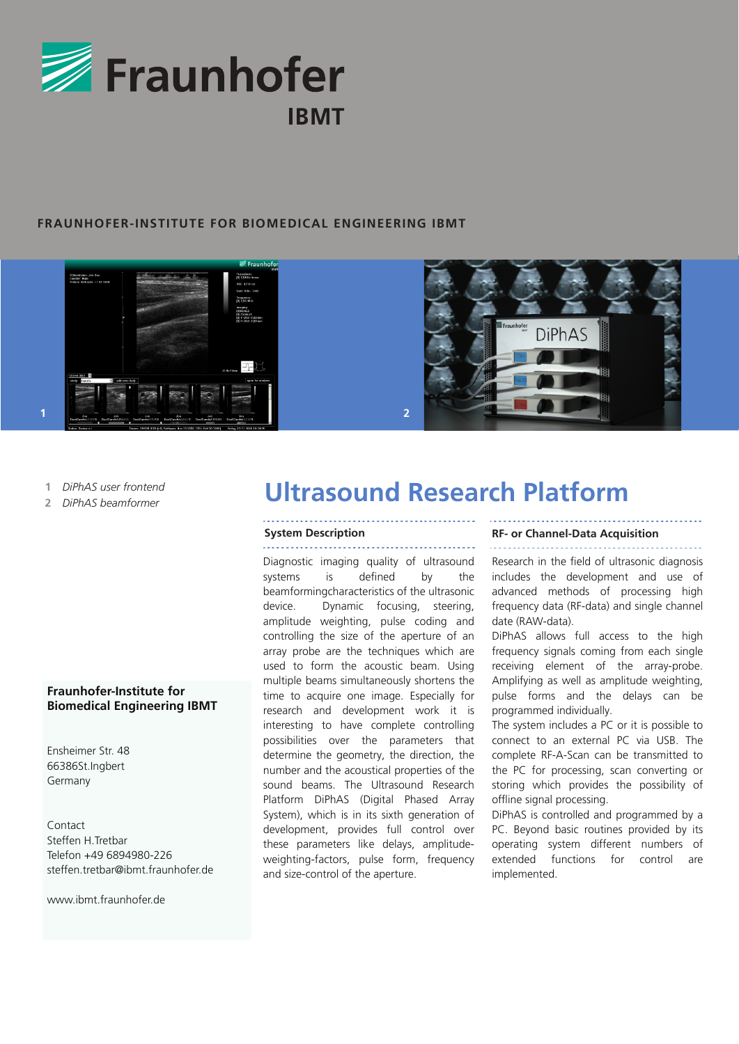# Fraunhofer IBMT

FRAUNHOFER-INSTITUTE FOR BIOMEDICAL ENGINEERING IBMT

1 *DiPhAS user frontend*

2 *DiPhAS beamformer*

**Fraunhofer-Institute for Biomedical Engineering IBMT**

Ensheimer Str. 48
66386St.Ingbert
Germany

Contact
Steffen H.Tretbar
Telefon +49 6894980-226
steffen.tretbar@ibmt.fraunhofer.de

www.ibmt.fraunhofer.de

# Ultrasound Research Platform

## System Description

Diagnostic imaging quality of ultrasound systems is defined by the beamformingcharacteristics of the ultrasonic device. Dynamic focusing, steering, amplitude weighting, pulse coding and controlling the size of the aperture of an array probe are the techniques which are used to form the acoustic beam. Using multiple beams simultaneously shortens the time to acquire one image. Especially for research and development work it is interesting to have complete controlling possibilities over the parameters that determine the geometry, the direction, the number and the acoustical properties of the sound beams. The Ultrasound Research Platform DiPhAS (Digital Phased Array System), which is in its sixth generation of development, provides full control over these parameters like delays, amplitude-weighting-factors, pulse form, frequency and size-control of the aperture.

## RF- or Channel-Data Acquisition

Research in the field of ultrasonic diagnosis includes the development and use of advanced methods of processing high frequency data (RF-data) and single channel date (RAW-data).

DiPhAS allows full access to the high frequency signals coming from each single receiving element of the array-probe. Amplifying as well as amplitude weighting, pulse forms and the delays can be programmed individually.

The system includes a PC or it is possible to connect to an external PC via USB. The complete RF-A-Scan can be transmitted to the PC for processing, scan converting or storing which provides the possibility of offline signal processing.

DiPhAS is controlled and programmed by a PC. Beyond basic routines provided by its operating system different numbers of extended functions for control are implemented.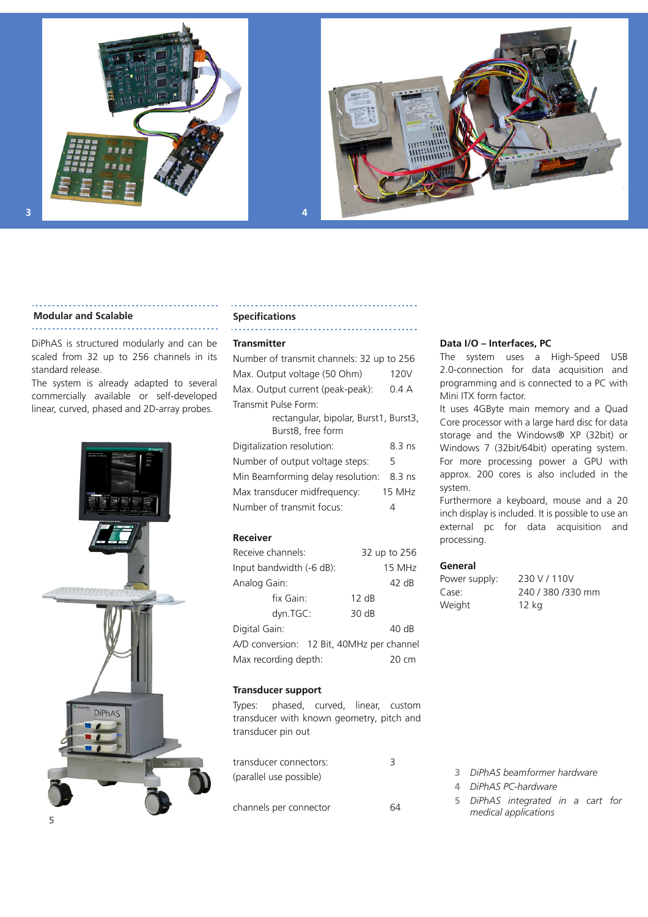## Modular and Scalable

DiPhAS is structured modularly and can be scaled from 32 up to 256 channels in its standard release.

The system is already adapted to several commercially available or self-developed linear, curved, phased and 2D-array probes.

## Specifications

### Transmitter

| | |
|---|---|
| Number of transmit channels: | 32 up to 256 |
| Max. Output voltage (50 Ohm) | 120V |
| Max. Output current (peak-peak): | 0.4 A |
| Transmit Pulse Form: | rectangular, bipolar, Burst1, Burst3, Burst8, free form |
| Digitalization resolution: | 8.3 ns |
| Number of output voltage steps: | 5 |
| Min Beamforming delay resolution: | 8.3 ns |
| Max transducer midfrequency: | 15 MHz |
| Number of transmit focus: | 4 |

### Receiver

| | |
|---|---|
| Receive channels: | 32 up to 256 |
| Input bandwidth (-6 dB): | 15 MHz |
| Analog Gain: | 42 dB |
| fix Gain: | 12 dB |
| dyn.TGC: | 30 dB |
| Digital Gain: | 40 dB |
| A/D conversion: | 12 Bit, 40MHz per channel |
| Max recording depth: | 20 cm |

### Transducer support

Types: phased, curved, linear, custom transducer with known geometry, pitch and transducer pin out

| | |
|---|---|
| transducer connectors: (parallel use possible) | 3 |
| channels per connector | 64 |

### Data I/O – Interfaces, PC

The system uses a High-Speed USB 2.0-connection for data acquisition and programming and is connected to a PC with Mini ITX form factor.

It uses 4GByte main memory and a Quad Core processor with a large hard disc for data storage and the Windows® XP (32bit) or Windows 7 (32bit/64bit) operating system. For more processing power a GPU with approx. 200 cores is also included in the system.

Furthermore a keyboard, mouse and a 20 inch display is included. It is possible to use an external pc for data acquisition and processing.

### General

| | |
|---|---|
| Power supply: | 230 V / 110V |
| Case: | 240 / 380 /330 mm |
| Weight | 12 kg |

3 *DiPhAS beamformer hardware*

4 *DiPhAS PC-hardware*

5 *DiPhAS integrated in a cart for medical applications*